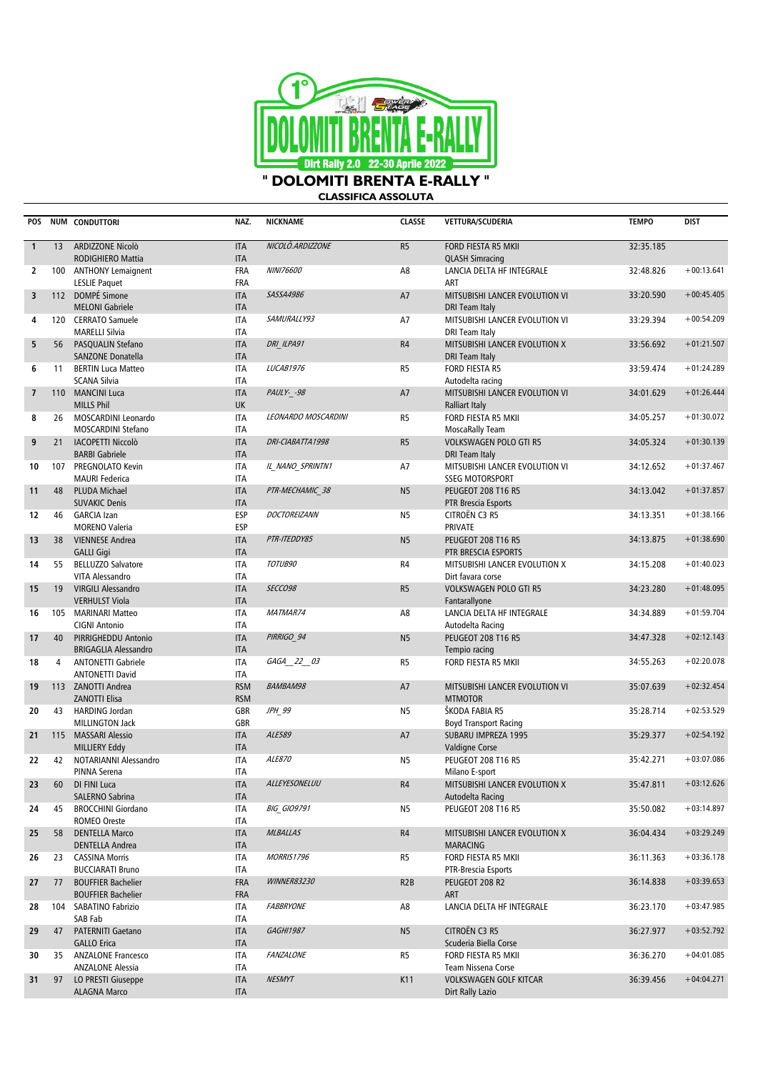# " DOLOMITI BRENTA E-RALLY "

## CLASSIFICA ASSOLUTA

| POS | NUM | CONDUTTORI | NAZ. | NICKNAME | CLASSE | VETTURA/SCUDERIA | TEMPO | DIST |
|---|---|---|---|---|---|---|---|---|
| 1 | 13 | ARDIZZONE Nicolò<br>RODIGHIERO Mattia | ITA<br>ITA | NICOLÒ.ARDIZZONE | R5 | FORD FIESTA R5 MKII<br>QLASH Simracing | 32:35.185 | |
| 2 | 100 | ANTHONY Lemaignent<br>LESLIE Paquet | FRA<br>FRA | NINI76600 | A8 | LANCIA DELTA HF INTEGRALE<br>ART | 32:48.826 | +00:13.641 |
| 3 | 112 | DOMPÉ Simone<br>MELONI Gabriele | ITA<br>ITA | SASSA4986 | A7 | MITSUBISHI LANCER EVOLUTION VI<br>DRI Team Italy | 33:20.590 | +00:45.405 |
| 4 | 120 | CERRATO Samuele<br>MARELLI Silvia | ITA<br>ITA | SAMURALLY93 | A7 | MITSUBISHI LANCER EVOLUTION VI<br>DRI Team Italy | 33:29.394 | +00:54.209 |
| 5 | 56 | PASQUALIN Stefano<br>SANZONE Donatella | ITA<br>ITA | DRI_ILPA91 | R4 | MITSUBISHI LANCER EVOLUTION X<br>DRI Team Italy | 33:56.692 | +01:21.507 |
| 6 | 11 | BERTIN Luca Matteo<br>SCANA Silvia | ITA<br>ITA | LUCAB1976 | R5 | FORD FIESTA R5<br>Autodelta racing | 33:59.474 | +01:24.289 |
| 7 | 110 | MANCINI Luca<br>MILLS Phil | ITA<br>UK | PAULY-_-98 | A7 | MITSUBISHI LANCER EVOLUTION VI<br>Ralliart Italy | 34:01.629 | +01:26.444 |
| 8 | 26 | MOSCARDINI Leonardo<br>MOSCARDINI Stefano | ITA<br>ITA | LEONARDO MOSCARDINI | R5 | FORD FIESTA R5 MKII<br>MoscaRally Team | 34:05.257 | +01:30.072 |
| 9 | 21 | IACOPETTI Niccolò<br>BARBI Gabriele | ITA<br>ITA | DRI-CIABATTA1998 | R5 | VOLKSWAGEN POLO GTI R5<br>DRI Team Italy | 34:05.324 | +01:30.139 |
| 10 | 107 | PREGNOLATO Kevin<br>MAURI Federica | ITA<br>ITA | IL_NANO_SPRINTN1 | A7 | MITSUBISHI LANCER EVOLUTION VI<br>SSEG MOTORSPORT | 34:12.652 | +01:37.467 |
| 11 | 48 | PLUDA Michael<br>SUVAKIC Denis | ITA<br>ITA | PTR-MECHAMIC_38 | N5 | PEUGEOT 208 T16 R5<br>PTR Brescia Esports | 34:13.042 | +01:37.857 |
| 12 | 46 | GARCIA Izan<br>MORENO Valeria | ESP<br>ESP | DOCTOREIZANN | N5 | CITROËN C3 R5<br>PRIVATE | 34:13.351 | +01:38.166 |
| 13 | 38 | VIENNESE Andrea<br>GALLI Gigi | ITA<br>ITA | PTR-ITEDDY85 | N5 | PEUGEOT 208 T16 R5<br>PTR BRESCIA ESPORTS | 34:13.875 | +01:38.690 |
| 14 | 55 | BELLUZZO Salvatore<br>VITA Alessandro | ITA<br>ITA | TOTUB90 | R4 | MITSUBISHI LANCER EVOLUTION X<br>Dirt favara corse | 34:15.208 | +01:40.023 |
| 15 | 19 | VIRGILI Alessandro<br>VERHULST Viola | ITA<br>ITA | SECCO98 | R5 | VOLKSWAGEN POLO GTI R5<br>Fantarallyone | 34:23.280 | +01:48.095 |
| 16 | 105 | MARINARI Matteo<br>CIGNI Antonio | ITA<br>ITA | MATMAR74 | A8 | LANCIA DELTA HF INTEGRALE<br>Autodelta Racing | 34:34.889 | +01:59.704 |
| 17 | 40 | PIRRIGHEDDU Antonio<br>BRIGAGLIA Alessandro | ITA<br>ITA | PIRRIGO_94 | N5 | PEUGEOT 208 T16 R5<br>Tempio racing | 34:47.328 | +02:12.143 |
| 18 | 4 | ANTONETTI Gabriele<br>ANTONETTI David | ITA<br>ITA | GAGA__22__03 | R5 | FORD FIESTA R5 MKII | 34:55.263 | +02:20.078 |
| 19 | 113 | ZANOTTI Andrea<br>ZANOTTI Elisa | RSM<br>RSM | BAMBAM98 | A7 | MITSUBISHI LANCER EVOLUTION VI<br>MTMOTOR | 35:07.639 | +02:32.454 |
| 20 | 43 | HARDING Jordan<br>MILLINGTON Jack | GBR<br>GBR | JPH_99 | N5 | ŠKODA FABIA R5<br>Boyd Transport Racing | 35:28.714 | +02:53.529 |
| 21 | 115 | MASSARI Alessio<br>MILLIERY Eddy | ITA<br>ITA | ALE589 | A7 | SUBARU IMPREZA 1995<br>Valdigne Corse | 35:29.377 | +02:54.192 |
| 22 | 42 | NOTARIANNI Alessandro<br>PINNA Serena | ITA<br>ITA | ALE870 | N5 | PEUGEOT 208 T16 R5<br>Milano E-sport | 35:42.271 | +03:07.086 |
| 23 | 60 | DI FINI Luca<br>SALERNO Sabrina | ITA<br>ITA | ALLEYESONELUU | R4 | MITSUBISHI LANCER EVOLUTION X<br>Autodelta Racing | 35:47.811 | +03:12.626 |
| 24 | 45 | BROCCHINI Giordano<br>ROMEO Oreste | ITA<br>ITA | BIG_GIO9791 | N5 | PEUGEOT 208 T16 R5 | 35:50.082 | +03:14.897 |
| 25 | 58 | DENTELLA Marco<br>DENTELLA Andrea | ITA<br>ITA | MLBALLAS | R4 | MITSUBISHI LANCER EVOLUTION X<br>MARACING | 36:04.434 | +03:29.249 |
| 26 | 23 | CASSINA Morris<br>BUCCIARATI Bruno | ITA<br>ITA | MORRIS1796 | R5 | FORD FIESTA R5 MKII<br>PTR-Brescia Esports | 36:11.363 | +03:36.178 |
| 27 | 77 | BOUFFIER Bachelier<br>BOUFFIER Bachelier | FRA<br>FRA | WINNER83230 | R2B | PEUGEOT 208 R2<br>ART | 36:14.838 | +03:39.653 |
| 28 | 104 | SABATINO Fabrizio<br>SAB Fab | ITA<br>ITA | FABBRYONE | A8 | LANCIA DELTA HF INTEGRALE | 36:23.170 | +03:47.985 |
| 29 | 47 | PATERNITI Gaetano<br>GALLO Erica | ITA<br>ITA | GAGHI1987 | N5 | CITROËN C3 R5<br>Scuderia Biella Corse | 36:27.977 | +03:52.792 |
| 30 | 35 | ANZALONE Francesco<br>ANZALONE Alessia | ITA<br>ITA | FANZALONE | R5 | FORD FIESTA R5 MKII<br>Team Nissena Corse | 36:36.270 | +04:01.085 |
| 31 | 97 | LO PRESTI Giuseppe<br>ALAGNA Marco | ITA<br>ITA | NESMYT | K11 | VOLKSWAGEN GOLF KITCAR<br>Dirt Rally Lazio | 36:39.456 | +04:04.271 |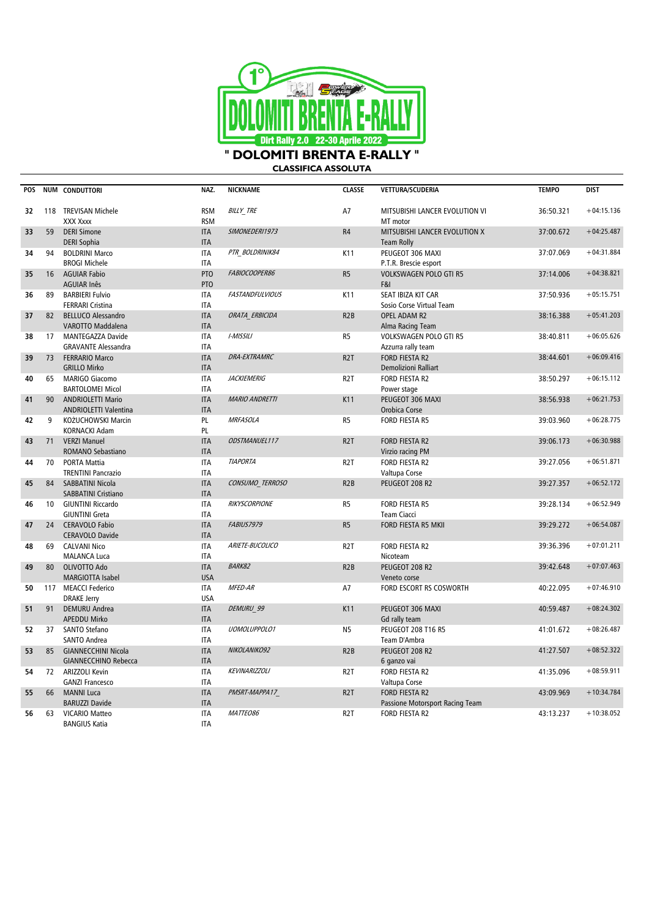# " DOLOMITI BRENTA E-RALLY "

## CLASSIFICA ASSOLUTA

| POS | NUM | CONDUTTORI | NAZ. | NICKNAME | CLASSE | VETTURA/SCUDERIA | TEMPO | DIST |
|---|---|---|---|---|---|---|---|---|
| 32 | 118 | TREVISAN Michele<br>XXX Xxxx | RSM<br>RSM | BILLY_TRE | A7 | MITSUBISHI LANCER EVOLUTION VI<br>MT motor | 36:50.321 | +04:15.136 |
| 33 | 59 | DERI Simone<br>DERI Sophia | ITA<br>ITA | SIMONEDERI1973 | R4 | MITSUBISHI LANCER EVOLUTION X<br>Team Rolly | 37:00.672 | +04:25.487 |
| 34 | 94 | BOLDRINI Marco<br>BROGI Michele | ITA<br>ITA | PTR_BOLDRINIK84 | K11 | PEUGEOT 306 MAXI<br>P.T.R. Brescie esport | 37:07.069 | +04:31.884 |
| 35 | 16 | AGUIAR Fabio<br>AGUIAR Inês | PTO<br>PTO | FABIOCOOPER86 | R5 | VOLKSWAGEN POLO GTI R5<br>F&I | 37:14.006 | +04:38.821 |
| 36 | 89 | BARBIERI Fulvio<br>FERRARI Cristina | ITA<br>ITA | FASTANDFULVIOUS | K11 | SEAT IBIZA KIT CAR<br>Sosio Corse Virtual Team | 37:50.936 | +05:15.751 |
| 37 | 82 | BELLUCO Alessandro<br>VAROTTO Maddalena | ITA<br>ITA | ORATA_ERBICIDA | R2B | OPEL ADAM R2<br>Alma Racing Team | 38:16.388 | +05:41.203 |
| 38 | 17 | MANTEGAZZA Davide<br>GRAVANTE Alessandra | ITA<br>ITA | I-MISSILI | R5 | VOLKSWAGEN POLO GTI R5<br>Azzurra rally team | 38:40.811 | +06:05.626 |
| 39 | 73 | FERRARIO Marco<br>GRILLO Mirko | ITA<br>ITA | DRA-EXTRAMRC | R2T | FORD FIESTA R2<br>Demolizioni Ralliart | 38:44.601 | +06:09.416 |
| 40 | 65 | MARIGO Giacomo<br>BARTOLOMEI Micol | ITA<br>ITA | JACKIEMERIG | R2T | FORD FIESTA R2<br>Power stage | 38:50.297 | +06:15.112 |
| 41 | 90 | ANDRIOLETTI Mario<br>ANDRIOLETTI Valentina | ITA<br>ITA | MARIO ANDRETTI | K11 | PEUGEOT 306 MAXI<br>Orobica Corse | 38:56.938 | +06:21.753 |
| 42 | 9 | KOŻUCHOWSKI Marcin<br>KORNACKI Adam | PL<br>PL | MRFASOLA | R5 | FORD FIESTA R5 | 39:03.960 | +06:28.775 |
| 43 | 71 | VERZI Manuel<br>ROMANO Sebastiano | ITA<br>ITA | ODSTMANUEL117 | R2T | FORD FIESTA R2<br>Virzio racing PM | 39:06.173 | +06:30.988 |
| 44 | 70 | PORTA Mattia<br>TRENTINI Pancrazio | ITA<br>ITA | TIAPORTA | R2T | FORD FIESTA R2<br>Valtupa Corse | 39:27.056 | +06:51.871 |
| 45 | 84 | SABBATINI Nicola<br>SABBATINI Cristiano | ITA<br>ITA | CONSUMO_TERROSO | R2B | PEUGEOT 208 R2 | 39:27.357 | +06:52.172 |
| 46 | 10 | GIUNTINI Riccardo<br>GIUNTINI Greta | ITA<br>ITA | RIKYSCORPIONE | R5 | FORD FIESTA R5<br>Team Ciacci | 39:28.134 | +06:52.949 |
| 47 | 24 | CERAVOLO Fabio<br>CERAVOLO Davide | ITA<br>ITA | FABIUS7979 | R5 | FORD FIESTA R5 MKII | 39:29.272 | +06:54.087 |
| 48 | 69 | CALVANI Nico<br>MALANCA Luca | ITA<br>ITA | ARIETE-BUCOLICO | R2T | FORD FIESTA R2<br>Nicoteam | 39:36.396 | +07:01.211 |
| 49 | 80 | OLIVOTTO Ado<br>MARGIOTTA Isabel | ITA<br>USA | BARK82 | R2B | PEUGEOT 208 R2<br>Veneto corse | 39:42.648 | +07:07.463 |
| 50 | 117 | MEACCI Federico<br>DRAKE Jerry | ITA<br>USA | MFED-AR | A7 | FORD ESCORT RS COSWORTH | 40:22.095 | +07:46.910 |
| 51 | 91 | DEMURU Andrea<br>APEDDU Mirko | ITA<br>ITA | DEMURU_99 | K11 | PEUGEOT 306 MAXI<br>Gd rally team | 40:59.487 | +08:24.302 |
| 52 | 37 | SANTO Stefano<br>SANTO Andrea | ITA<br>ITA | UOMOLUPPOLO1 | N5 | PEUGEOT 208 T16 R5<br>Team D'Ambra | 41:01.672 | +08:26.487 |
| 53 | 85 | GIANNECCHINI Nicola<br>GIANNECCHINO Rebecca | ITA<br>ITA | NIKOLANIKO92 | R2B | PEUGEOT 208 R2<br>6 ganzo vai | 41:27.507 | +08:52.322 |
| 54 | 72 | ARIZZOLI Kevin<br>GANZI Francesco | ITA<br>ITA | KEVINARIZZOLI | R2T | FORD FIESTA R2<br>Valtupa Corse | 41:35.096 | +08:59.911 |
| 55 | 66 | MANNI Luca<br>BARUZZI Davide | ITA<br>ITA | PMSRT-MAPPA17_ | R2T | FORD FIESTA R2<br>Passione Motorsport Racing Team | 43:09.969 | +10:34.784 |
| 56 | 63 | VICARIO Matteo<br>BANGIUS Katia | ITA<br>ITA | MATTEO86 | R2T | FORD FIESTA R2 | 43:13.237 | +10:38.052 |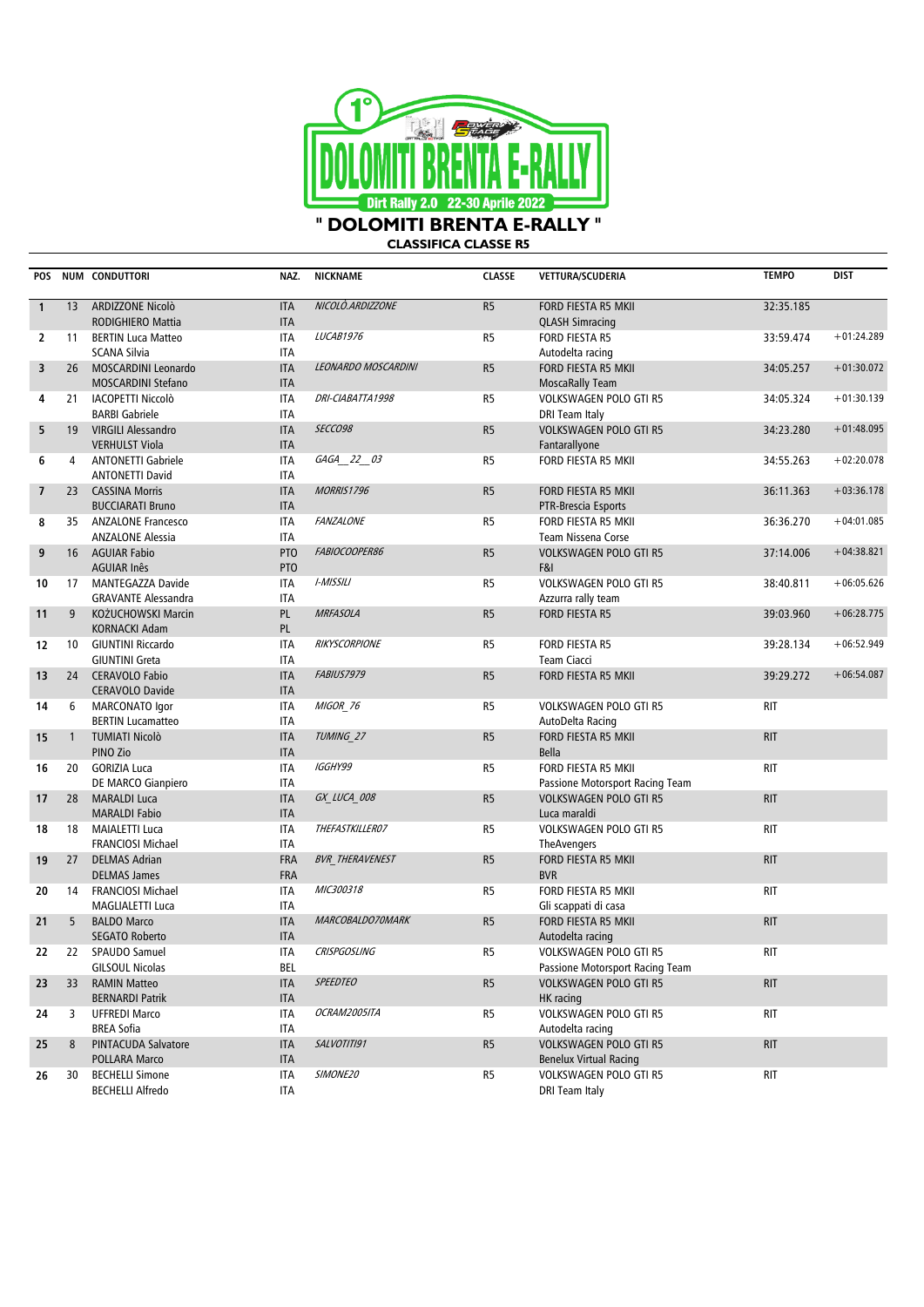# " DOLOMITI BRENTA E-RALLY "

## CLASSIFICA CLASSE R5

| POS | NUM | CONDUTTORI | NAZ. | NICKNAME | CLASSE | VETTURA/SCUDERIA | TEMPO | DIST |
|---|---|---|---|---|---|---|---|---|
| 1 | 13 | ARDIZZONE Nicolò<br>RODIGHIERO Mattia | ITA<br>ITA | *NICOLÒ.ARDIZZONE* | R5 | FORD FIESTA R5 MKII<br>QLASH Simracing | 32:35.185 | |
| 2 | 11 | BERTIN Luca Matteo<br>SCANA Silvia | ITA<br>ITA | *LUCAB1976* | R5 | FORD FIESTA R5<br>Autodelta racing | 33:59.474 | +01:24.289 |
| 3 | 26 | MOSCARDINI Leonardo<br>MOSCARDINI Stefano | ITA<br>ITA | *LEONARDO MOSCARDINI* | R5 | FORD FIESTA R5 MKII<br>MoscaRally Team | 34:05.257 | +01:30.072 |
| 4 | 21 | IACOPETTI Niccolò<br>BARBI Gabriele | ITA<br>ITA | *DRI-CIABATTA1998* | R5 | VOLKSWAGEN POLO GTI R5<br>DRI Team Italy | 34:05.324 | +01:30.139 |
| 5 | 19 | VIRGILI Alessandro<br>VERHULST Viola | ITA<br>ITA | *SECCO98* | R5 | VOLKSWAGEN POLO GTI R5<br>Fantarallyone | 34:23.280 | +01:48.095 |
| 6 | 4 | ANTONETTI Gabriele<br>ANTONETTI David | ITA<br>ITA | *GAGA_22_03* | R5 | FORD FIESTA R5 MKII | 34:55.263 | +02:20.078 |
| 7 | 23 | CASSINA Morris<br>BUCCIARATI Bruno | ITA<br>ITA | *MORRIS1796* | R5 | FORD FIESTA R5 MKII<br>PTR-Brescia Esports | 36:11.363 | +03:36.178 |
| 8 | 35 | ANZALONE Francesco<br>ANZALONE Alessia | ITA<br>ITA | *FANZALONE* | R5 | FORD FIESTA R5 MKII<br>Team Nissena Corse | 36:36.270 | +04:01.085 |
| 9 | 16 | AGUIAR Fabio<br>AGUIAR Inês | PTO<br>PTO | *FABIOCOOPER86* | R5 | VOLKSWAGEN POLO GTI R5<br>F&I | 37:14.006 | +04:38.821 |
| 10 | 17 | MANTEGAZZA Davide<br>GRAVANTE Alessandra | ITA<br>ITA | *I-MISSILI* | R5 | VOLKSWAGEN POLO GTI R5<br>Azzurra rally team | 38:40.811 | +06:05.626 |
| 11 | 9 | KOŻUCHOWSKI Marcin<br>KORNACKI Adam | PL<br>PL | *MRFASOLA* | R5 | FORD FIESTA R5 | 39:03.960 | +06:28.775 |
| 12 | 10 | GIUNTINI Riccardo<br>GIUNTINI Greta | ITA<br>ITA | *RIKYSCORPIONE* | R5 | FORD FIESTA R5<br>Team Ciacci | 39:28.134 | +06:52.949 |
| 13 | 24 | CERAVOLO Fabio<br>CERAVOLO Davide | ITA<br>ITA | *FABIUS7979* | R5 | FORD FIESTA R5 MKII | 39:29.272 | +06:54.087 |
| 14 | 6 | MARCONATO Igor<br>BERTIN Lucamatteo | ITA<br>ITA | *MIGOR_76* | R5 | VOLKSWAGEN POLO GTI R5<br>AutoDelta Racing | RIT | |
| 15 | 1 | TUMIATI Nicolò<br>PINO Zio | ITA<br>ITA | *TUMING_27* | R5 | FORD FIESTA R5 MKII<br>Bella | RIT | |
| 16 | 20 | GORIZIA Luca<br>DE MARCO Gianpiero | ITA<br>ITA | *IGGHY99* | R5 | FORD FIESTA R5 MKII<br>Passione Motorsport Racing Team | RIT | |
| 17 | 28 | MARALDI Luca<br>MARALDI Fabio | ITA<br>ITA | *GX_LUCA_008* | R5 | VOLKSWAGEN POLO GTI R5<br>Luca maraldi | RIT | |
| 18 | 18 | MAIALETTI Luca<br>FRANCIOSI Michael | ITA<br>ITA | *THEFASTKILLER07* | R5 | VOLKSWAGEN POLO GTI R5<br>TheAvengers | RIT | |
| 19 | 27 | DELMAS Adrian<br>DELMAS James | FRA<br>FRA | *BVR_THERAVENEST* | R5 | FORD FIESTA R5 MKII<br>BVR | RIT | |
| 20 | 14 | FRANCIOSI Michael<br>MAGLIALETTI Luca | ITA<br>ITA | *MIC300318* | R5 | FORD FIESTA R5 MKII<br>Gli scappati di casa | RIT | |
| 21 | 5 | BALDO Marco<br>SEGATO Roberto | ITA<br>ITA | *MARCOBALDO70MARK* | R5 | FORD FIESTA R5 MKII<br>Autodelta racing | RIT | |
| 22 | 22 | SPAUDO Samuel<br>GILSOUL Nicolas | ITA<br>BEL | *CRISPGOSLING* | R5 | VOLKSWAGEN POLO GTI R5<br>Passione Motorsport Racing Team | RIT | |
| 23 | 33 | RAMIN Matteo<br>BERNARDI Patrik | ITA<br>ITA | *SPEEDTEO* | R5 | VOLKSWAGEN POLO GTI R5<br>HK racing | RIT | |
| 24 | 3 | UFFREDI Marco<br>BREA Sofia | ITA<br>ITA | *OCRAM2005ITA* | R5 | VOLKSWAGEN POLO GTI R5<br>Autodelta racing | RIT | |
| 25 | 8 | PINTACUDA Salvatore<br>POLLARA Marco | ITA<br>ITA | *SALVOTITI91* | R5 | VOLKSWAGEN POLO GTI R5<br>Benelux Virtual Racing | RIT | |
| 26 | 30 | BECHELLI Simone<br>BECHELLI Alfredo | ITA<br>ITA | *SIMONE20* | R5 | VOLKSWAGEN POLO GTI R5<br>DRI Team Italy | RIT | |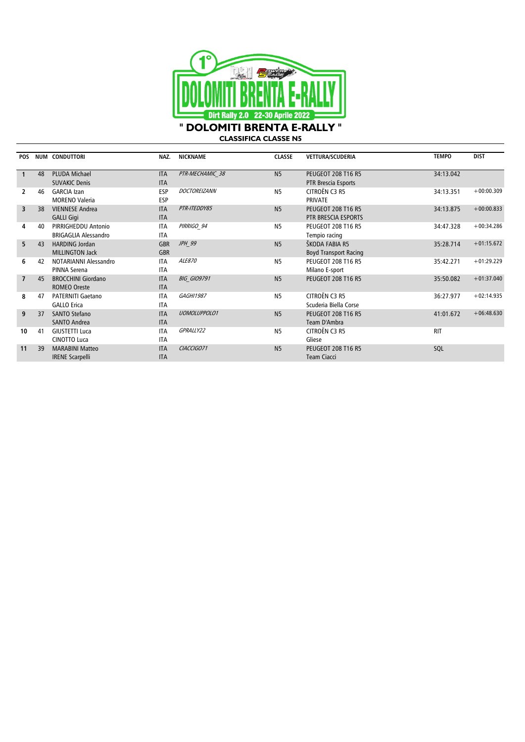# " DOLOMITI BRENTA E-RALLY "

## CLASSIFICA CLASSE N5

| POS | NUM | CONDUTTORI | NAZ. | NICKNAME | CLASSE | VETTURA/SCUDERIA | TEMPO | DIST |
|---|---|---|---|---|---|---|---|---|
| 1 | 48 | PLUDA Michael<br>SUVAKIC Denis | ITA<br>ITA | *PTR-MECHAMIC_38* | N5 | PEUGEOT 208 T16 R5<br>PTR Brescia Esports | 34:13.042 | |
| 2 | 46 | GARCIA Izan<br>MORENO Valeria | ESP<br>ESP | *DOCTOREIZANN* | N5 | CITROËN C3 R5<br>PRIVATE | 34:13.351 | +00:00.309 |
| 3 | 38 | VIENNESE Andrea<br>GALLI Gigi | ITA<br>ITA | *PTR-ITEDDY85* | N5 | PEUGEOT 208 T16 R5<br>PTR BRESCIA ESPORTS | 34:13.875 | +00:00.833 |
| 4 | 40 | PIRRIGHEDDU Antonio<br>BRIGAGLIA Alessandro | ITA<br>ITA | *PIRRIGO_94* | N5 | PEUGEOT 208 T16 R5<br>Tempio racing | 34:47.328 | +00:34.286 |
| 5 | 43 | HARDING Jordan<br>MILLINGTON Jack | GBR<br>GBR | *JPH_99* | N5 | ŠKODA FABIA R5<br>Boyd Transport Racing | 35:28.714 | +01:15.672 |
| 6 | 42 | NOTARIANNI Alessandro<br>PINNA Serena | ITA<br>ITA | *ALE870* | N5 | PEUGEOT 208 T16 R5<br>Milano E-sport | 35:42.271 | +01:29.229 |
| 7 | 45 | BROCCHINI Giordano<br>ROMEO Oreste | ITA<br>ITA | *BIG_GIO9791* | N5 | PEUGEOT 208 T16 R5 | 35:50.082 | +01:37.040 |
| 8 | 47 | PATERNITI Gaetano<br>GALLO Erica | ITA<br>ITA | *GAGHI1987* | N5 | CITROËN C3 R5<br>Scuderia Biella Corse | 36:27.977 | +02:14.935 |
| 9 | 37 | SANTO Stefano<br>SANTO Andrea | ITA<br>ITA | *UOMOLUPPOLO1* | N5 | PEUGEOT 208 T16 R5<br>Team D'Ambra | 41:01.672 | +06:48.630 |
| 10 | 41 | GIUSTETTI Luca<br>CINOTTO Luca | ITA<br>ITA | *GPRALLY22* | N5 | CITROËN C3 R5<br>Gliese | RIT | |
| 11 | 39 | MARABINI Matteo<br>IRENE Scarpelli | ITA<br>ITA | *CIACCIGO71* | N5 | PEUGEOT 208 T16 R5<br>Team Ciacci | SQL | |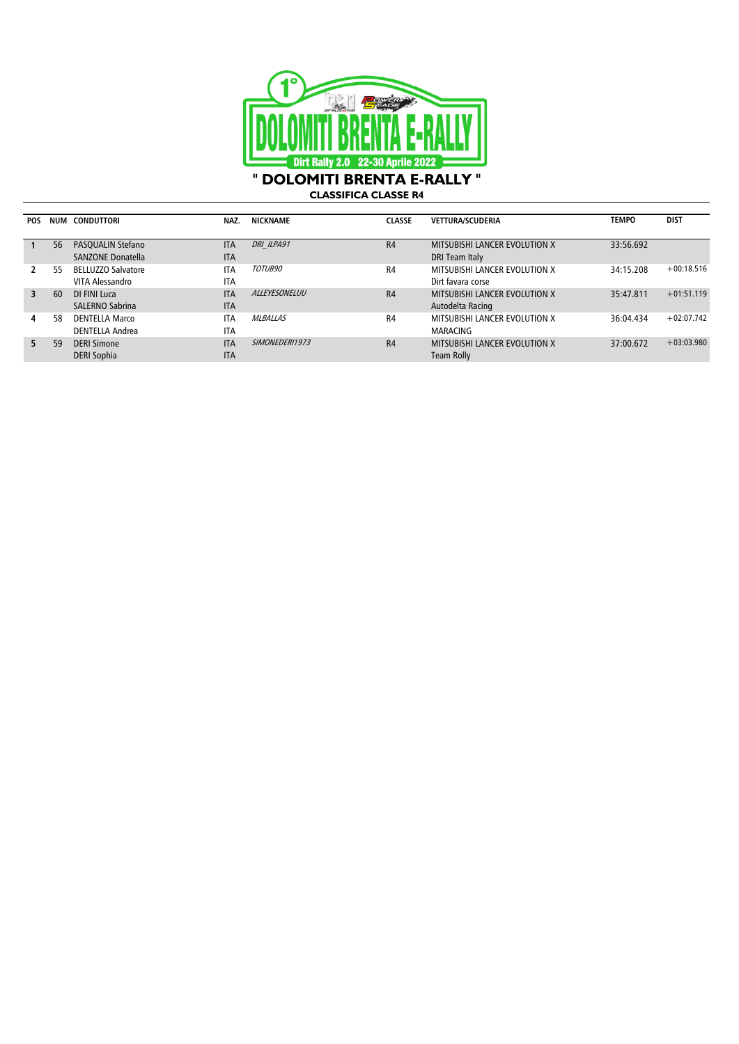# " DOLOMITI BRENTA E-RALLY "

## CLASSIFICA CLASSE R4

| POS | NUM | CONDUTTORI | NAZ. | NICKNAME | CLASSE | VETTURA/SCUDERIA | TEMPO | DIST |
|---|---|---|---|---|---|---|---|---|
| 1 | 56 | PASQUALIN Stefano<br>SANZONE Donatella | ITA<br>ITA | *DRI_ILPA91* | R4 | MITSUBISHI LANCER EVOLUTION X<br>DRI Team Italy | 33:56.692 | |
| 2 | 55 | BELLUZZO Salvatore<br>VITA Alessandro | ITA<br>ITA | *TOTUB90* | R4 | MITSUBISHI LANCER EVOLUTION X<br>Dirt favara corse | 34:15.208 | +00:18.516 |
| 3 | 60 | DI FINI Luca<br>SALERNO Sabrina | ITA<br>ITA | *ALLEYESONELUU* | R4 | MITSUBISHI LANCER EVOLUTION X<br>Autodelta Racing | 35:47.811 | +01:51.119 |
| 4 | 58 | DENTELLA Marco<br>DENTELLA Andrea | ITA<br>ITA | *MLBALLAS* | R4 | MITSUBISHI LANCER EVOLUTION X<br>MARACING | 36:04.434 | +02:07.742 |
| 5 | 59 | DERI Simone<br>DERI Sophia | ITA<br>ITA | *SIMONEDERI1973* | R4 | MITSUBISHI LANCER EVOLUTION X<br>Team Rolly | 37:00.672 | +03:03.980 |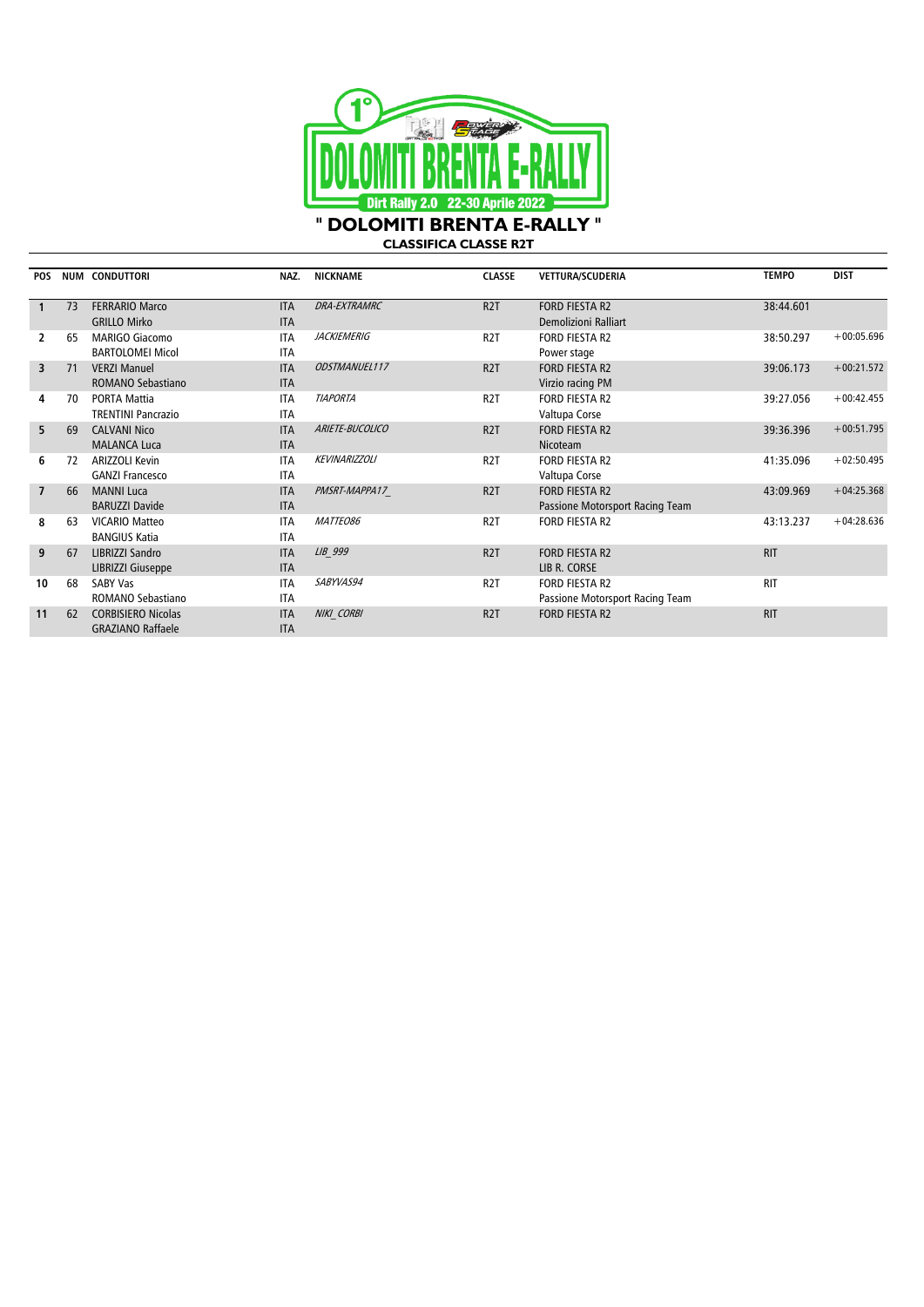# " DOLOMITI BRENTA E-RALLY "

## CLASSIFICA CLASSE R2T

| POS | NUM | CONDUTTORI | NAZ. | NICKNAME | CLASSE | VETTURA/SCUDERIA | TEMPO | DIST |
|---|---|---|---|---|---|---|---|---|
| 1 | 73 | FERRARIO Marco<br>GRILLO Mirko | ITA<br>ITA | *DRA-EXTRAMRC* | R2T | FORD FIESTA R2<br>Demolizioni Ralliart | 38:44.601 | |
| 2 | 65 | MARIGO Giacomo<br>BARTOLOMEI Micol | ITA<br>ITA | *JACKIEMERIG* | R2T | FORD FIESTA R2<br>Power stage | 38:50.297 | +00:05.696 |
| 3 | 71 | VERZI Manuel<br>ROMANO Sebastiano | ITA<br>ITA | *ODSTMANUEL117* | R2T | FORD FIESTA R2<br>Virzio racing PM | 39:06.173 | +00:21.572 |
| 4 | 70 | PORTA Mattia<br>TRENTINI Pancrazio | ITA<br>ITA | *TIAPORTA* | R2T | FORD FIESTA R2<br>Valtupa Corse | 39:27.056 | +00:42.455 |
| 5 | 69 | CALVANI Nico<br>MALANCA Luca | ITA<br>ITA | *ARIETE-BUCOLICO* | R2T | FORD FIESTA R2<br>Nicoteam | 39:36.396 | +00:51.795 |
| 6 | 72 | ARIZZOLI Kevin<br>GANZI Francesco | ITA<br>ITA | *KEVINARIZZOLI* | R2T | FORD FIESTA R2<br>Valtupa Corse | 41:35.096 | +02:50.495 |
| 7 | 66 | MANNI Luca<br>BARUZZI Davide | ITA<br>ITA | *PMSRT-MAPPA17_* | R2T | FORD FIESTA R2<br>Passione Motorsport Racing Team | 43:09.969 | +04:25.368 |
| 8 | 63 | VICARIO Matteo<br>BANGIUS Katia | ITA<br>ITA | *MATTEO86* | R2T | FORD FIESTA R2 | 43:13.237 | +04:28.636 |
| 9 | 67 | LIBRIZZI Sandro<br>LIBRIZZI Giuseppe | ITA<br>ITA | *LIB_999* | R2T | FORD FIESTA R2<br>LIB R. CORSE | RIT | |
| 10 | 68 | SABY Vas<br>ROMANO Sebastiano | ITA<br>ITA | *SABYVAS94* | R2T | FORD FIESTA R2<br>Passione Motorsport Racing Team | RIT | |
| 11 | 62 | CORBISIERO Nicolas<br>GRAZIANO Raffaele | ITA<br>ITA | *NIKI_CORBI* | R2T | FORD FIESTA R2 | RIT | |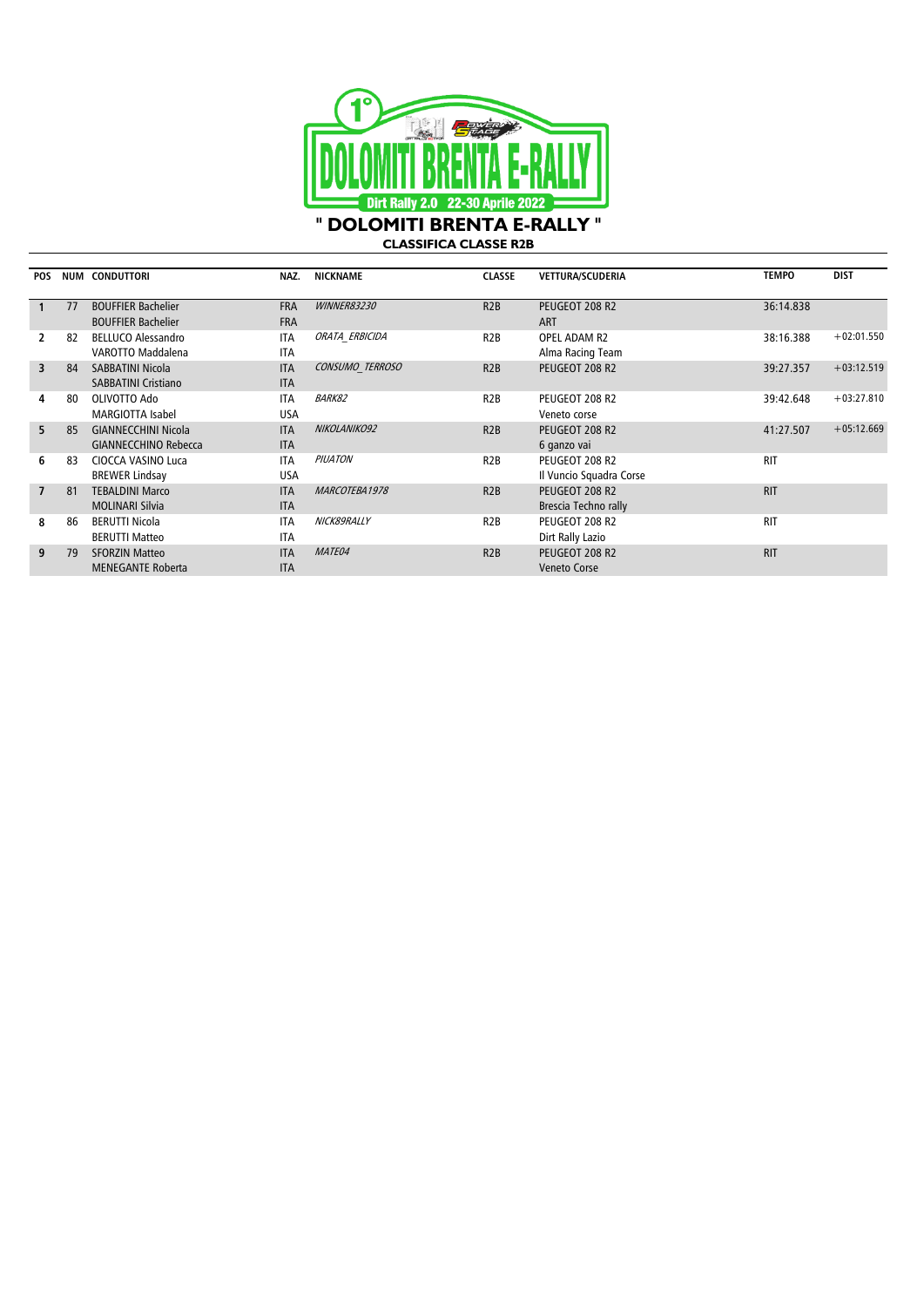# " DOLOMITI BRENTA E-RALLY "

## CLASSIFICA CLASSE R2B

| POS | NUM | CONDUTTORI | NAZ. | NICKNAME | CLASSE | VETTURA/SCUDERIA | TEMPO | DIST |
|---|---|---|---|---|---|---|---|---|
| 1 | 77 | BOUFFIER Bachelier<br>BOUFFIER Bachelier | FRA<br>FRA | *WINNER83230* | R2B | PEUGEOT 208 R2<br>ART | 36:14.838 | |
| 2 | 82 | BELLUCO Alessandro<br>VAROTTO Maddalena | ITA<br>ITA | *ORATA_ERBICIDA* | R2B | OPEL ADAM R2<br>Alma Racing Team | 38:16.388 | +02:01.550 |
| 3 | 84 | SABBATINI Nicola<br>SABBATINI Cristiano | ITA<br>ITA | *CONSUMO_TERROSO* | R2B | PEUGEOT 208 R2 | 39:27.357 | +03:12.519 |
| 4 | 80 | OLIVOTTO Ado<br>MARGIOTTA Isabel | ITA<br>USA | *BARK82* | R2B | PEUGEOT 208 R2<br>Veneto corse | 39:42.648 | +03:27.810 |
| 5 | 85 | GIANNECCHINI Nicola<br>GIANNECCHINO Rebecca | ITA<br>ITA | *NIKOLANIKO92* | R2B | PEUGEOT 208 R2<br>6 ganzo vai | 41:27.507 | +05:12.669 |
| 6 | 83 | CIOCCA VASINO Luca<br>BREWER Lindsay | ITA<br>USA | *PIUATON* | R2B | PEUGEOT 208 R2<br>Il Vuncio Squadra Corse | RIT | |
| 7 | 81 | TEBALDINI Marco<br>MOLINARI Silvia | ITA<br>ITA | *MARCOTEBA1978* | R2B | PEUGEOT 208 R2<br>Brescia Techno rally | RIT | |
| 8 | 86 | BERUTTI Nicola<br>BERUTTI Matteo | ITA<br>ITA | *NICK89RALLY* | R2B | PEUGEOT 208 R2<br>Dirt Rally Lazio | RIT | |
| 9 | 79 | SFORZIN Matteo<br>MENEGANTE Roberta | ITA<br>ITA | *MATE04* | R2B | PEUGEOT 208 R2<br>Veneto Corse | RIT | |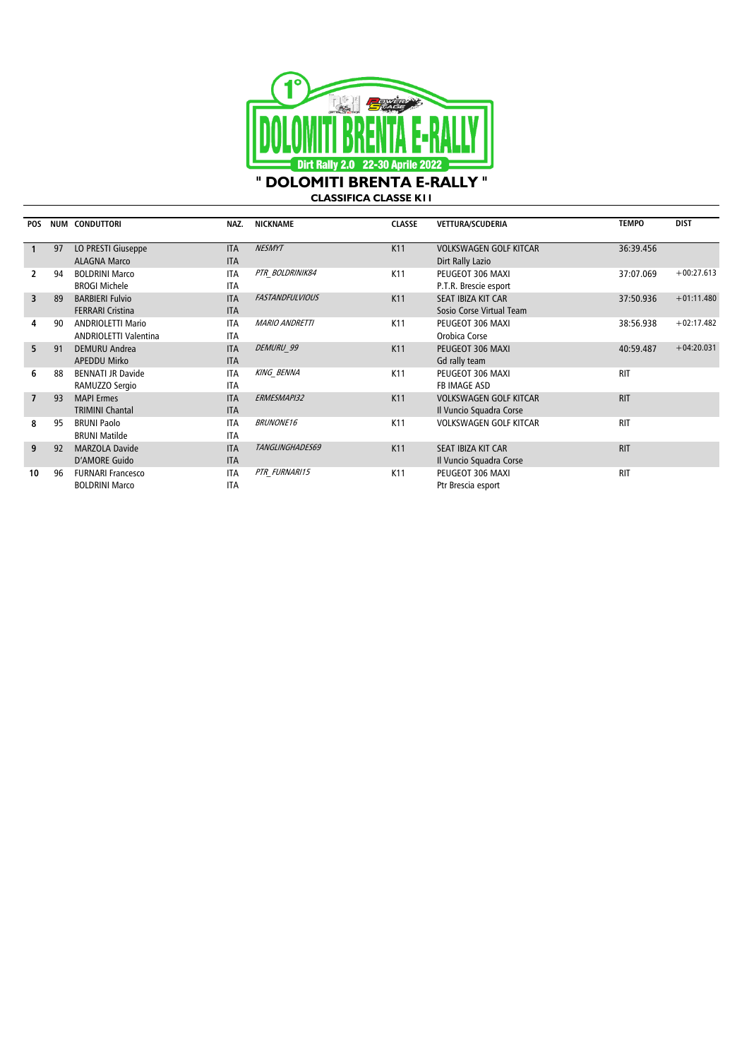# " DOLOMITI BRENTA E-RALLY "

## CLASSIFICA CLASSE K11

| POS | NUM | CONDUTTORI | NAZ. | NICKNAME | CLASSE | VETTURA/SCUDERIA | TEMPO | DIST |
|---|---|---|---|---|---|---|---|---|
| 1 | 97 | LO PRESTI Giuseppe<br>ALAGNA Marco | ITA<br>ITA | *NESMYT* | K11 | VOLKSWAGEN GOLF KITCAR<br>Dirt Rally Lazio | 36:39.456 | |
| 2 | 94 | BOLDRINI Marco<br>BROGI Michele | ITA<br>ITA | *PTR_BOLDRINIK84* | K11 | PEUGEOT 306 MAXI<br>P.T.R. Brescie esport | 37:07.069 | +00:27.613 |
| 3 | 89 | BARBIERI Fulvio<br>FERRARI Cristina | ITA<br>ITA | *FASTANDFULVIOUS* | K11 | SEAT IBIZA KIT CAR<br>Sosio Corse Virtual Team | 37:50.936 | +01:11.480 |
| 4 | 90 | ANDRIOLETTI Mario<br>ANDRIOLETTI Valentina | ITA<br>ITA | *MARIO ANDRETTI* | K11 | PEUGEOT 306 MAXI<br>Orobica Corse | 38:56.938 | +02:17.482 |
| 5 | 91 | DEMURU Andrea<br>APEDDU Mirko | ITA<br>ITA | *DEMURU_99* | K11 | PEUGEOT 306 MAXI<br>Gd rally team | 40:59.487 | +04:20.031 |
| 6 | 88 | BENNATI JR Davide<br>RAMUZZO Sergio | ITA<br>ITA | *KING_BENNA* | K11 | PEUGEOT 306 MAXI<br>FB IMAGE ASD | RIT | |
| 7 | 93 | MAPI Ermes<br>TRIMINI Chantal | ITA<br>ITA | *ERMESMAPI32* | K11 | VOLKSWAGEN GOLF KITCAR<br>Il Vuncio Squadra Corse | RIT | |
| 8 | 95 | BRUNI Paolo<br>BRUNI Matilde | ITA<br>ITA | *BRUNONE16* | K11 | VOLKSWAGEN GOLF KITCAR | RIT | |
| 9 | 92 | MARZOLA Davide<br>D'AMORE Guido | ITA<br>ITA | *TANGLINGHADES69* | K11 | SEAT IBIZA KIT CAR<br>Il Vuncio Squadra Corse | RIT | |
| 10 | 96 | FURNARI Francesco<br>BOLDRINI Marco | ITA<br>ITA | *PTR_FURNARI15* | K11 | PEUGEOT 306 MAXI<br>Ptr Brescia esport | RIT | |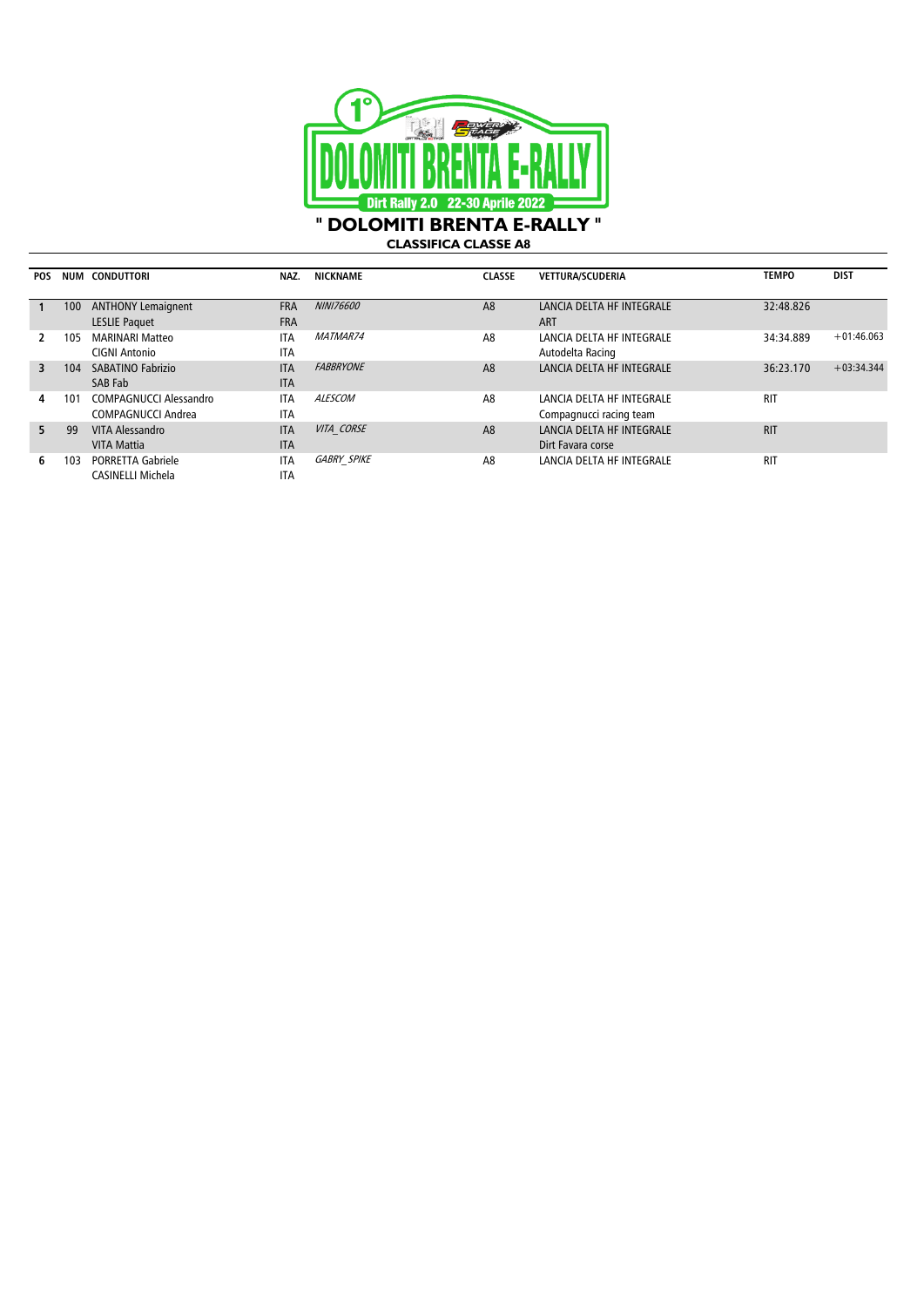# " DOLOMITI BRENTA E-RALLY "

## CLASSIFICA CLASSE A8

| POS | NUM | CONDUTTORI | NAZ. | NICKNAME | CLASSE | VETTURA/SCUDERIA | TEMPO | DIST |
|---|---|---|---|---|---|---|---|---|
| 1 | 100 | ANTHONY Lemaignent<br>LESLIE Paquet | FRA<br>FRA | *NINI76600* | A8 | LANCIA DELTA HF INTEGRALE<br>ART | 32:48.826 | |
| 2 | 105 | MARINARI Matteo<br>CIGNI Antonio | ITA<br>ITA | *MATMAR74* | A8 | LANCIA DELTA HF INTEGRALE<br>Autodelta Racing | 34:34.889 | +01:46.063 |
| 3 | 104 | SABATINO Fabrizio<br>SAB Fab | ITA<br>ITA | *FABBRYONE* | A8 | LANCIA DELTA HF INTEGRALE | 36:23.170 | +03:34.344 |
| 4 | 101 | COMPAGNUCCI Alessandro<br>COMPAGNUCCI Andrea | ITA<br>ITA | *ALESCOM* | A8 | LANCIA DELTA HF INTEGRALE<br>Compagnucci racing team | RIT | |
| 5 | 99 | VITA Alessandro<br>VITA Mattia | ITA<br>ITA | *VITA_CORSE* | A8 | LANCIA DELTA HF INTEGRALE<br>Dirt Favara corse | RIT | |
| 6 | 103 | PORRETTA Gabriele<br>CASINELLI Michela | ITA<br>ITA | *GABRY_SPIKE* | A8 | LANCIA DELTA HF INTEGRALE | RIT | |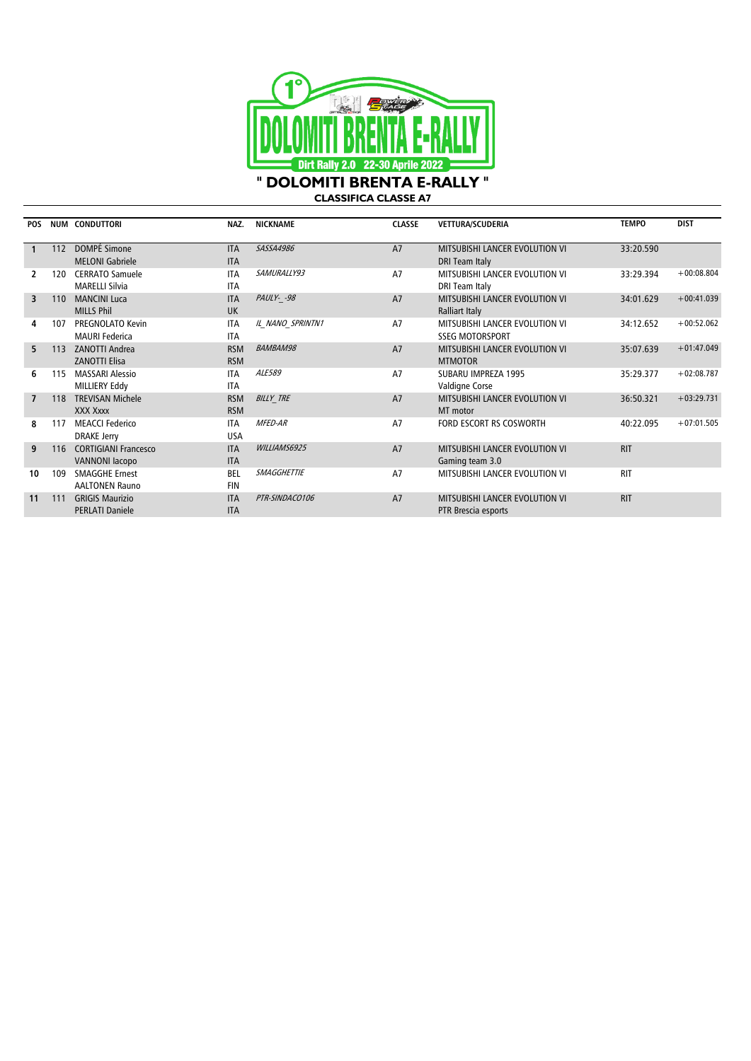# " DOLOMITI BRENTA E-RALLY "

## CLASSIFICA CLASSE A7

| POS | NUM | CONDUTTORI | NAZ. | NICKNAME | CLASSE | VETTURA/SCUDERIA | TEMPO | DIST |
|---|---|---|---|---|---|---|---|---|
| 1 | 112 | DOMPÉ Simone<br>MELONI Gabriele | ITA<br>ITA | *SASSA4986* | A7 | MITSUBISHI LANCER EVOLUTION VI<br>DRI Team Italy | 33:20.590 | |
| 2 | 120 | CERRATO Samuele<br>MARELLI Silvia | ITA<br>ITA | *SAMURALLY93* | A7 | MITSUBISHI LANCER EVOLUTION VI<br>DRI Team Italy | 33:29.394 | +00:08.804 |
| 3 | 110 | MANCINI Luca<br>MILLS Phil | ITA<br>UK | *PAULY-_-98* | A7 | MITSUBISHI LANCER EVOLUTION VI<br>Ralliart Italy | 34:01.629 | +00:41.039 |
| 4 | 107 | PREGNOLATO Kevin<br>MAURI Federica | ITA<br>ITA | *IL_NANO_SPRINTN1* | A7 | MITSUBISHI LANCER EVOLUTION VI<br>SSEG MOTORSPORT | 34:12.652 | +00:52.062 |
| 5 | 113 | ZANOTTI Andrea<br>ZANOTTI Elisa | RSM<br>RSM | *BAMBAM98* | A7 | MITSUBISHI LANCER EVOLUTION VI<br>MTMOTOR | 35:07.639 | +01:47.049 |
| 6 | 115 | MASSARI Alessio<br>MILLIERY Eddy | ITA<br>ITA | *ALE589* | A7 | SUBARU IMPREZA 1995<br>Valdigne Corse | 35:29.377 | +02:08.787 |
| 7 | 118 | TREVISAN Michele<br>XXX Xxxx | RSM<br>RSM | *BILLY_TRE* | A7 | MITSUBISHI LANCER EVOLUTION VI<br>MT motor | 36:50.321 | +03:29.731 |
| 8 | 117 | MEACCI Federico<br>DRAKE Jerry | ITA<br>USA | *MFED-AR* | A7 | FORD ESCORT RS COSWORTH | 40:22.095 | +07:01.505 |
| 9 | 116 | CORTIGIANI Francesco<br>VANNONI Iacopo | ITA<br>ITA | *WILLIAMS6925* | A7 | MITSUBISHI LANCER EVOLUTION VI<br>Gaming team 3.0 | RIT | |
| 10 | 109 | SMAGGHE Ernest<br>AALTONEN Rauno | BEL<br>FIN | *SMAGGHETTIE* | A7 | MITSUBISHI LANCER EVOLUTION VI | RIT | |
| 11 | 111 | GRIGIS Maurizio<br>PERLATI Daniele | ITA<br>ITA | *PTR-SINDACO106* | A7 | MITSUBISHI LANCER EVOLUTION VI<br>PTR Brescia esports | RIT | |